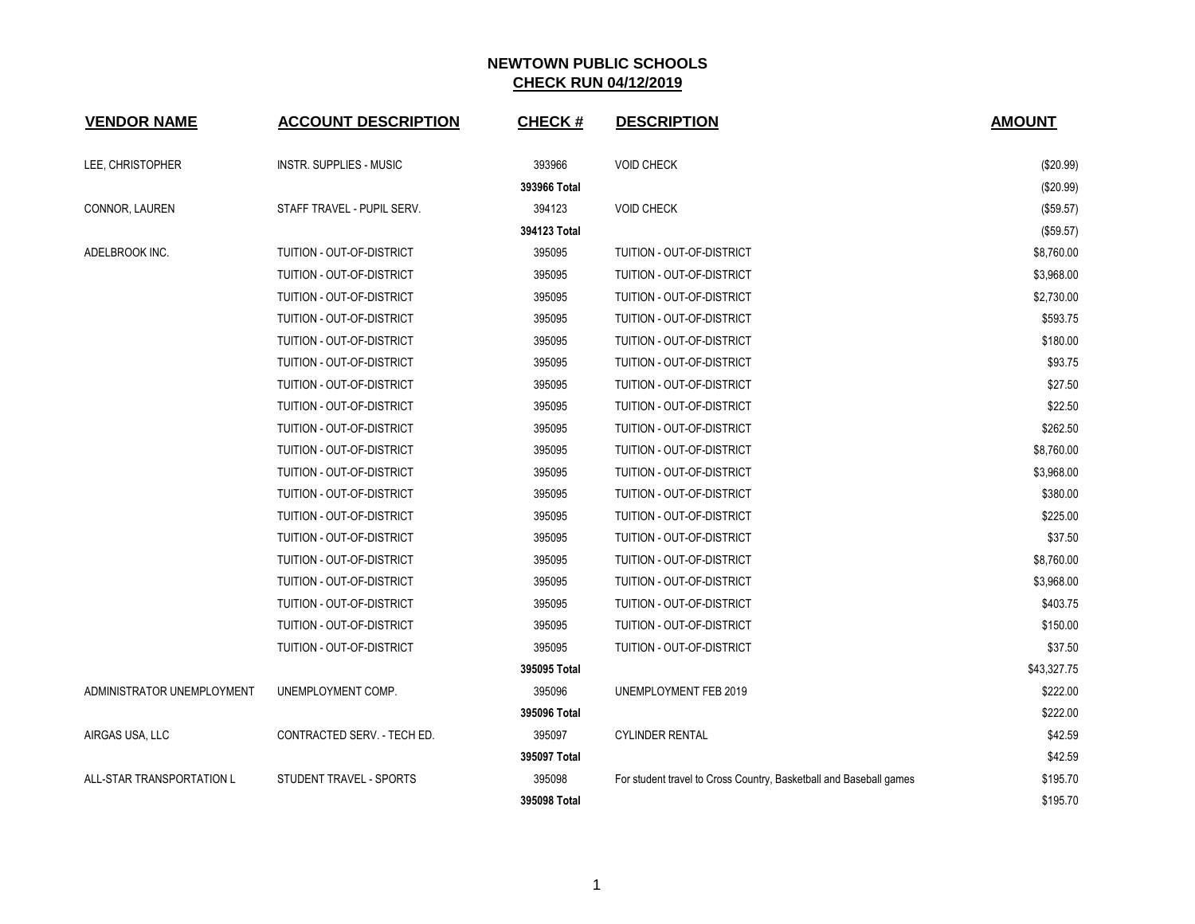## NEWTOWN PUBLIC SCHOOLS
## CHECK RUN 04/12/2019

| VENDOR NAME | ACCOUNT DESCRIPTION | CHECK # | DESCRIPTION | AMOUNT |
|---|---|---|---|---|
| LEE, CHRISTOPHER | INSTR. SUPPLIES - MUSIC | 393966 | VOID CHECK | ($20.99) |
| | | 393966 Total | | ($20.99) |
| CONNOR, LAUREN | STAFF TRAVEL - PUPIL SERV. | 394123 | VOID CHECK | ($59.57) |
| | | 394123 Total | | ($59.57) |
| ADELBROOK INC. | TUITION - OUT-OF-DISTRICT | 395095 | TUITION - OUT-OF-DISTRICT | $8,760.00 |
| | TUITION - OUT-OF-DISTRICT | 395095 | TUITION - OUT-OF-DISTRICT | $3,968.00 |
| | TUITION - OUT-OF-DISTRICT | 395095 | TUITION - OUT-OF-DISTRICT | $2,730.00 |
| | TUITION - OUT-OF-DISTRICT | 395095 | TUITION - OUT-OF-DISTRICT | $593.75 |
| | TUITION - OUT-OF-DISTRICT | 395095 | TUITION - OUT-OF-DISTRICT | $180.00 |
| | TUITION - OUT-OF-DISTRICT | 395095 | TUITION - OUT-OF-DISTRICT | $93.75 |
| | TUITION - OUT-OF-DISTRICT | 395095 | TUITION - OUT-OF-DISTRICT | $27.50 |
| | TUITION - OUT-OF-DISTRICT | 395095 | TUITION - OUT-OF-DISTRICT | $22.50 |
| | TUITION - OUT-OF-DISTRICT | 395095 | TUITION - OUT-OF-DISTRICT | $262.50 |
| | TUITION - OUT-OF-DISTRICT | 395095 | TUITION - OUT-OF-DISTRICT | $8,760.00 |
| | TUITION - OUT-OF-DISTRICT | 395095 | TUITION - OUT-OF-DISTRICT | $3,968.00 |
| | TUITION - OUT-OF-DISTRICT | 395095 | TUITION - OUT-OF-DISTRICT | $380.00 |
| | TUITION - OUT-OF-DISTRICT | 395095 | TUITION - OUT-OF-DISTRICT | $225.00 |
| | TUITION - OUT-OF-DISTRICT | 395095 | TUITION - OUT-OF-DISTRICT | $37.50 |
| | TUITION - OUT-OF-DISTRICT | 395095 | TUITION - OUT-OF-DISTRICT | $8,760.00 |
| | TUITION - OUT-OF-DISTRICT | 395095 | TUITION - OUT-OF-DISTRICT | $3,968.00 |
| | TUITION - OUT-OF-DISTRICT | 395095 | TUITION - OUT-OF-DISTRICT | $403.75 |
| | TUITION - OUT-OF-DISTRICT | 395095 | TUITION - OUT-OF-DISTRICT | $150.00 |
| | TUITION - OUT-OF-DISTRICT | 395095 | TUITION - OUT-OF-DISTRICT | $37.50 |
| | | 395095 Total | | $43,327.75 |
| ADMINISTRATOR UNEMPLOYMENT | UNEMPLOYMENT COMP. | 395096 | UNEMPLOYMENT FEB 2019 | $222.00 |
| | | 395096 Total | | $222.00 |
| AIRGAS USA, LLC | CONTRACTED SERV. - TECH ED. | 395097 | CYLINDER RENTAL | $42.59 |
| | | 395097 Total | | $42.59 |
| ALL-STAR TRANSPORTATION L | STUDENT TRAVEL - SPORTS | 395098 | For student travel to Cross Country, Basketball and Baseball games | $195.70 |
| | | 395098 Total | | $195.70 |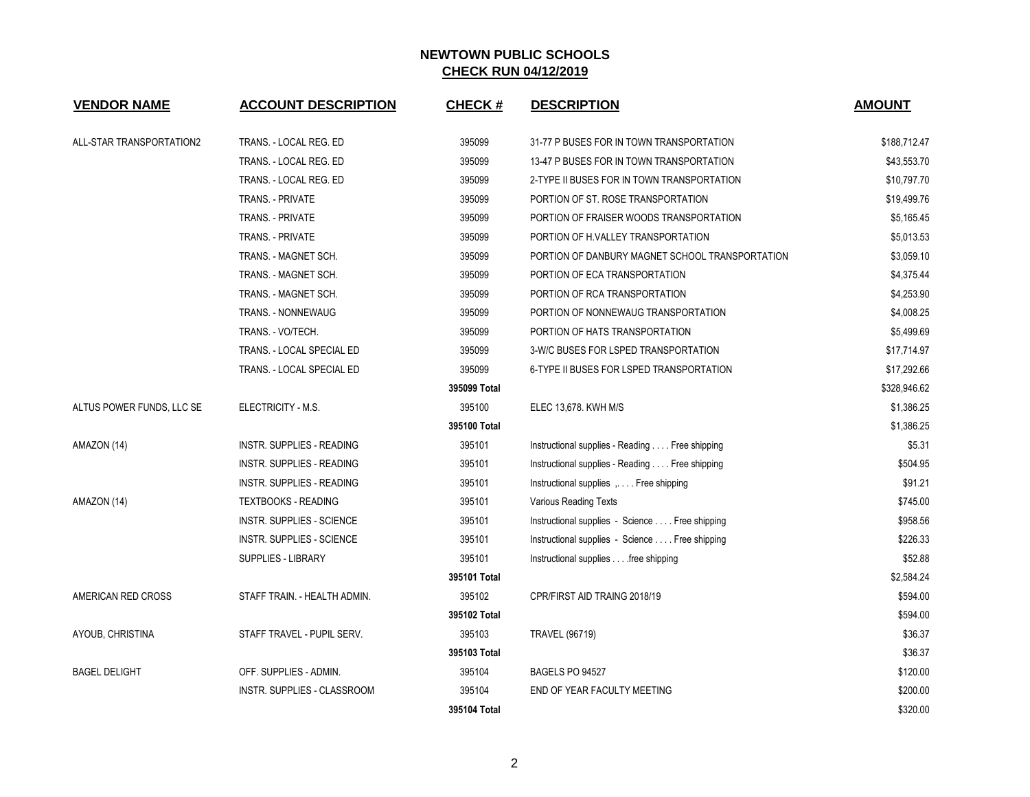## NEWTOWN PUBLIC SCHOOLS
## CHECK RUN 04/12/2019

| VENDOR NAME | ACCOUNT DESCRIPTION | CHECK # | DESCRIPTION | AMOUNT |
|---|---|---|---|---|
| ALL-STAR TRANSPORTATION2 | TRANS. - LOCAL REG. ED | 395099 | 31-77 P BUSES FOR IN TOWN TRANSPORTATION | $188,712.47 |
| | TRANS. - LOCAL REG. ED | 395099 | 13-47 P BUSES FOR IN TOWN TRANSPORTATION | $43,553.70 |
| | TRANS. - LOCAL REG. ED | 395099 | 2-TYPE II BUSES FOR IN TOWN TRANSPORTATION | $10,797.70 |
| | TRANS. - PRIVATE | 395099 | PORTION OF ST. ROSE TRANSPORTATION | $19,499.76 |
| | TRANS. - PRIVATE | 395099 | PORTION OF FRAISER WOODS TRANSPORTATION | $5,165.45 |
| | TRANS. - PRIVATE | 395099 | PORTION OF H.VALLEY TRANSPORTATION | $5,013.53 |
| | TRANS. - MAGNET SCH. | 395099 | PORTION OF DANBURY MAGNET SCHOOL TRANSPORTATION | $3,059.10 |
| | TRANS. - MAGNET SCH. | 395099 | PORTION OF ECA TRANSPORTATION | $4,375.44 |
| | TRANS. - MAGNET SCH. | 395099 | PORTION OF RCA TRANSPORTATION | $4,253.90 |
| | TRANS. - NONNEWAUG | 395099 | PORTION OF NONNEWAUG TRANSPORTATION | $4,008.25 |
| | TRANS. - VO/TECH. | 395099 | PORTION OF HATS TRANSPORTATION | $5,499.69 |
| | TRANS. - LOCAL SPECIAL ED | 395099 | 3-W/C BUSES FOR LSPED TRANSPORTATION | $17,714.97 |
| | TRANS. - LOCAL SPECIAL ED | 395099 | 6-TYPE II BUSES FOR LSPED TRANSPORTATION | $17,292.66 |
| | | **395099 Total** | | $328,946.62 |
| ALTUS POWER FUNDS, LLC SE | ELECTRICITY - M.S. | 395100 | ELEC 13,678. KWH M/S | $1,386.25 |
| | | **395100 Total** | | $1,386.25 |
| AMAZON (14) | INSTR. SUPPLIES - READING | 395101 | Instructional supplies - Reading . . . . Free shipping | $5.31 |
| | INSTR. SUPPLIES - READING | 395101 | Instructional supplies - Reading . . . . Free shipping | $504.95 |
| | INSTR. SUPPLIES - READING | 395101 | Instructional supplies ,. . . . Free shipping | $91.21 |
| AMAZON (14) | TEXTBOOKS - READING | 395101 | Various Reading Texts | $745.00 |
| | INSTR. SUPPLIES - SCIENCE | 395101 | Instructional supplies - Science . . . . Free shipping | $958.56 |
| | INSTR. SUPPLIES - SCIENCE | 395101 | Instructional supplies - Science . . . . Free shipping | $226.33 |
| | SUPPLIES - LIBRARY | 395101 | Instructional supplies . . . .free shipping | $52.88 |
| | | **395101 Total** | | $2,584.24 |
| AMERICAN RED CROSS | STAFF TRAIN. - HEALTH ADMIN. | 395102 | CPR/FIRST AID TRAING 2018/19 | $594.00 |
| | | **395102 Total** | | $594.00 |
| AYOUB, CHRISTINA | STAFF TRAVEL - PUPIL SERV. | 395103 | TRAVEL (96719) | $36.37 |
| | | **395103 Total** | | $36.37 |
| BAGEL DELIGHT | OFF. SUPPLIES - ADMIN. | 395104 | BAGELS PO 94527 | $120.00 |
| | INSTR. SUPPLIES - CLASSROOM | 395104 | END OF YEAR FACULTY MEETING | $200.00 |
| | | **395104 Total** | | $320.00 |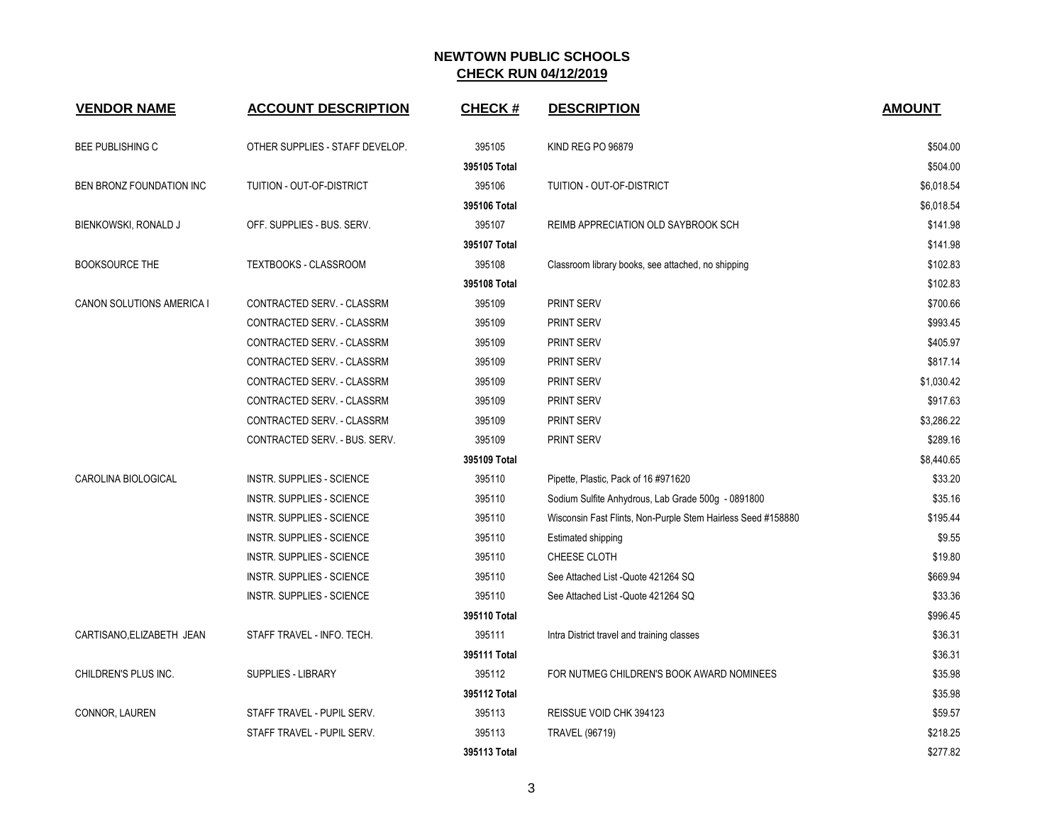## NEWTOWN PUBLIC SCHOOLS
## CHECK RUN 04/12/2019

| VENDOR NAME | ACCOUNT DESCRIPTION | CHECK # | DESCRIPTION | AMOUNT |
|---|---|---|---|---|
| BEE PUBLISHING C | OTHER SUPPLIES - STAFF DEVELOP. | 395105 | KIND REG PO 96879 | $504.00 |
| | | 395105 Total | | $504.00 |
| BEN BRONZ FOUNDATION INC | TUITION - OUT-OF-DISTRICT | 395106 | TUITION - OUT-OF-DISTRICT | $6,018.54 |
| | | 395106 Total | | $6,018.54 |
| BIENKOWSKI, RONALD J | OFF. SUPPLIES - BUS. SERV. | 395107 | REIMB APPRECIATION OLD SAYBROOK SCH | $141.98 |
| | | 395107 Total | | $141.98 |
| BOOKSOURCE THE | TEXTBOOKS - CLASSROOM | 395108 | Classroom library books, see attached, no shipping | $102.83 |
| | | 395108 Total | | $102.83 |
| CANON SOLUTIONS AMERICA I | CONTRACTED SERV. - CLASSRM | 395109 | PRINT SERV | $700.66 |
| | CONTRACTED SERV. - CLASSRM | 395109 | PRINT SERV | $993.45 |
| | CONTRACTED SERV. - CLASSRM | 395109 | PRINT SERV | $405.97 |
| | CONTRACTED SERV. - CLASSRM | 395109 | PRINT SERV | $817.14 |
| | CONTRACTED SERV. - CLASSRM | 395109 | PRINT SERV | $1,030.42 |
| | CONTRACTED SERV. - CLASSRM | 395109 | PRINT SERV | $917.63 |
| | CONTRACTED SERV. - CLASSRM | 395109 | PRINT SERV | $3,286.22 |
| | CONTRACTED SERV. - BUS. SERV. | 395109 | PRINT SERV | $289.16 |
| | | 395109 Total | | $8,440.65 |
| CAROLINA BIOLOGICAL | INSTR. SUPPLIES - SCIENCE | 395110 | Pipette, Plastic, Pack of 16 #971620 | $33.20 |
| | INSTR. SUPPLIES - SCIENCE | 395110 | Sodium Sulfite Anhydrous, Lab Grade 500g - 0891800 | $35.16 |
| | INSTR. SUPPLIES - SCIENCE | 395110 | Wisconsin Fast Flints, Non-Purple Stem Hairless Seed #158880 | $195.44 |
| | INSTR. SUPPLIES - SCIENCE | 395110 | Estimated shipping | $9.55 |
| | INSTR. SUPPLIES - SCIENCE | 395110 | CHEESE CLOTH | $19.80 |
| | INSTR. SUPPLIES - SCIENCE | 395110 | See Attached List -Quote 421264 SQ | $669.94 |
| | INSTR. SUPPLIES - SCIENCE | 395110 | See Attached List -Quote 421264 SQ | $33.36 |
| | | 395110 Total | | $996.45 |
| CARTISANO,ELIZABETH JEAN | STAFF TRAVEL - INFO. TECH. | 395111 | Intra District travel and training classes | $36.31 |
| | | 395111 Total | | $36.31 |
| CHILDREN'S PLUS INC. | SUPPLIES - LIBRARY | 395112 | FOR NUTMEG CHILDREN'S BOOK AWARD NOMINEES | $35.98 |
| | | 395112 Total | | $35.98 |
| CONNOR, LAUREN | STAFF TRAVEL - PUPIL SERV. | 395113 | REISSUE VOID CHK 394123 | $59.57 |
| | STAFF TRAVEL - PUPIL SERV. | 395113 | TRAVEL (96719) | $218.25 |
| | | 395113 Total | | $277.82 |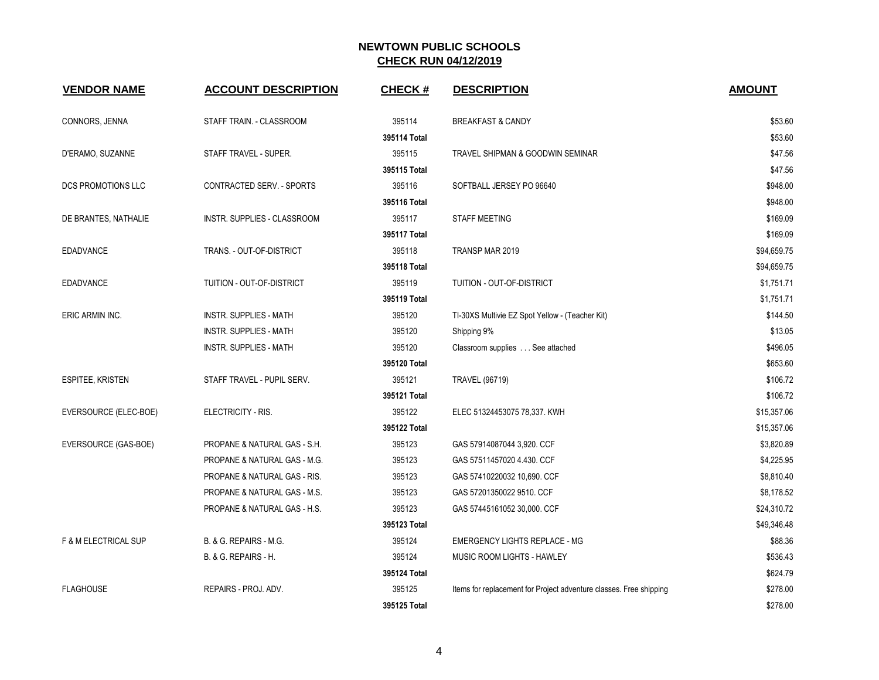# NEWTOWN PUBLIC SCHOOLS
## CHECK RUN 04/12/2019

| VENDOR NAME | ACCOUNT DESCRIPTION | CHECK # | DESCRIPTION | AMOUNT |
|---|---|---|---|---|
| CONNORS, JENNA | STAFF TRAIN. - CLASSROOM | 395114 | BREAKFAST & CANDY | $53.60 |
| | | **395114 Total** | | $53.60 |
| D'ERAMO, SUZANNE | STAFF TRAVEL - SUPER. | 395115 | TRAVEL SHIPMAN & GOODWIN SEMINAR | $47.56 |
| | | **395115 Total** | | $47.56 |
| DCS PROMOTIONS LLC | CONTRACTED SERV. - SPORTS | 395116 | SOFTBALL JERSEY PO 96640 | $948.00 |
| | | **395116 Total** | | $948.00 |
| DE BRANTES, NATHALIE | INSTR. SUPPLIES - CLASSROOM | 395117 | STAFF MEETING | $169.09 |
| | | **395117 Total** | | $169.09 |
| EDADVANCE | TRANS. - OUT-OF-DISTRICT | 395118 | TRANSP MAR 2019 | $94,659.75 |
| | | **395118 Total** | | $94,659.75 |
| EDADVANCE | TUITION - OUT-OF-DISTRICT | 395119 | TUITION - OUT-OF-DISTRICT | $1,751.71 |
| | | **395119 Total** | | $1,751.71 |
| ERIC ARMIN INC. | INSTR. SUPPLIES - MATH | 395120 | TI-30XS Multivie EZ Spot Yellow - (Teacher Kit) | $144.50 |
| | INSTR. SUPPLIES - MATH | 395120 | Shipping 9% | $13.05 |
| | INSTR. SUPPLIES - MATH | 395120 | Classroom supplies . . . See attached | $496.05 |
| | | **395120 Total** | | $653.60 |
| ESPITEE, KRISTEN | STAFF TRAVEL - PUPIL SERV. | 395121 | TRAVEL (96719) | $106.72 |
| | | **395121 Total** | | $106.72 |
| EVERSOURCE (ELEC-BOE) | ELECTRICITY - RIS. | 395122 | ELEC 51324453075 78,337. KWH | $15,357.06 |
| | | **395122 Total** | | $15,357.06 |
| EVERSOURCE (GAS-BOE) | PROPANE & NATURAL GAS - S.H. | 395123 | GAS 57914087044 3,920. CCF | $3,820.89 |
| | PROPANE & NATURAL GAS - M.G. | 395123 | GAS 57511457020 4.430. CCF | $4,225.95 |
| | PROPANE & NATURAL GAS - RIS. | 395123 | GAS 57410220032 10,690. CCF | $8,810.40 |
| | PROPANE & NATURAL GAS - M.S. | 395123 | GAS 57201350022 9510. CCF | $8,178.52 |
| | PROPANE & NATURAL GAS - H.S. | 395123 | GAS 57445161052 30,000. CCF | $24,310.72 |
| | | **395123 Total** | | $49,346.48 |
| F & M ELECTRICAL SUP | B. & G. REPAIRS - M.G. | 395124 | EMERGENCY LIGHTS REPLACE - MG | $88.36 |
| | B. & G. REPAIRS - H. | 395124 | MUSIC ROOM LIGHTS - HAWLEY | $536.43 |
| | | **395124 Total** | | $624.79 |
| FLAGHOUSE | REPAIRS - PROJ. ADV. | 395125 | Items for replacement for Project adventure classes. Free shipping | $278.00 |
| | | **395125 Total** | | $278.00 |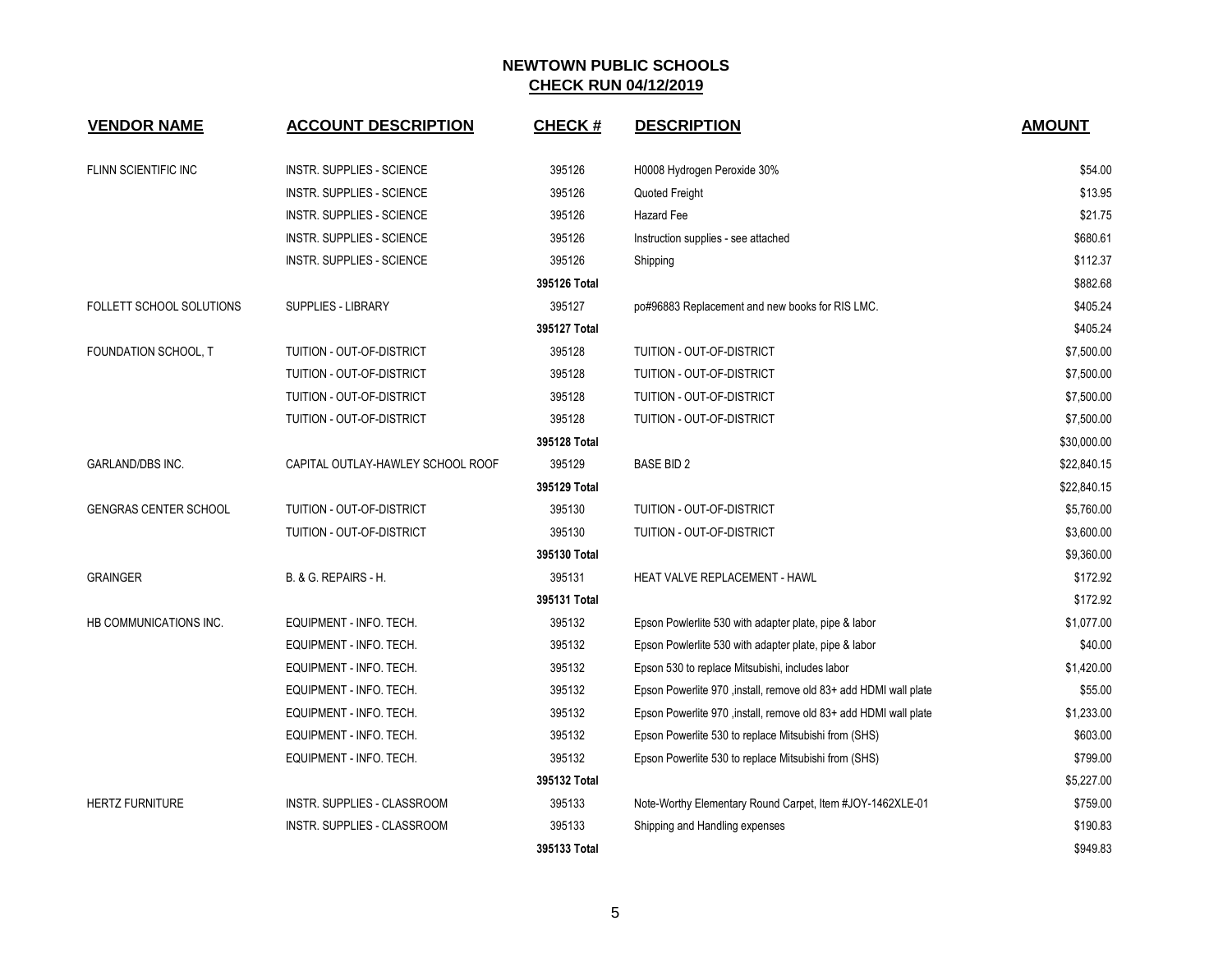## NEWTOWN PUBLIC SCHOOLS
## CHECK RUN 04/12/2019

| VENDOR NAME | ACCOUNT DESCRIPTION | CHECK # | DESCRIPTION | AMOUNT |
|---|---|---|---|---|
| FLINN SCIENTIFIC INC | INSTR. SUPPLIES - SCIENCE | 395126 | H0008 Hydrogen Peroxide 30% | $54.00 |
| | INSTR. SUPPLIES - SCIENCE | 395126 | Quoted Freight | $13.95 |
| | INSTR. SUPPLIES - SCIENCE | 395126 | Hazard Fee | $21.75 |
| | INSTR. SUPPLIES - SCIENCE | 395126 | Instruction supplies - see attached | $680.61 |
| | INSTR. SUPPLIES - SCIENCE | 395126 | Shipping | $112.37 |
| | | 395126 Total | | $882.68 |
| FOLLETT SCHOOL SOLUTIONS | SUPPLIES - LIBRARY | 395127 | po#96883 Replacement and new books for RIS LMC. | $405.24 |
| | | 395127 Total | | $405.24 |
| FOUNDATION SCHOOL, T | TUITION - OUT-OF-DISTRICT | 395128 | TUITION - OUT-OF-DISTRICT | $7,500.00 |
| | TUITION - OUT-OF-DISTRICT | 395128 | TUITION - OUT-OF-DISTRICT | $7,500.00 |
| | TUITION - OUT-OF-DISTRICT | 395128 | TUITION - OUT-OF-DISTRICT | $7,500.00 |
| | TUITION - OUT-OF-DISTRICT | 395128 | TUITION - OUT-OF-DISTRICT | $7,500.00 |
| | | 395128 Total | | $30,000.00 |
| GARLAND/DBS INC. | CAPITAL OUTLAY-HAWLEY SCHOOL ROOF | 395129 | BASE BID 2 | $22,840.15 |
| | | 395129 Total | | $22,840.15 |
| GENGRAS CENTER SCHOOL | TUITION - OUT-OF-DISTRICT | 395130 | TUITION - OUT-OF-DISTRICT | $5,760.00 |
| | TUITION - OUT-OF-DISTRICT | 395130 | TUITION - OUT-OF-DISTRICT | $3,600.00 |
| | | 395130 Total | | $9,360.00 |
| GRAINGER | B. & G. REPAIRS - H. | 395131 | HEAT VALVE REPLACEMENT - HAWL | $172.92 |
| | | 395131 Total | | $172.92 |
| HB COMMUNICATIONS INC. | EQUIPMENT - INFO. TECH. | 395132 | Epson Powlerlite 530 with adapter plate, pipe & labor | $1,077.00 |
| | EQUIPMENT - INFO. TECH. | 395132 | Epson Powlerlite 530 with adapter plate, pipe & labor | $40.00 |
| | EQUIPMENT - INFO. TECH. | 395132 | Epson 530 to replace Mitsubishi, includes labor | $1,420.00 |
| | EQUIPMENT - INFO. TECH. | 395132 | Epson Powerlite 970 ,install, remove old 83+ add HDMI wall plate | $55.00 |
| | EQUIPMENT - INFO. TECH. | 395132 | Epson Powerlite 970 ,install, remove old 83+ add HDMI wall plate | $1,233.00 |
| | EQUIPMENT - INFO. TECH. | 395132 | Epson Powerlite 530 to replace Mitsubishi from (SHS) | $603.00 |
| | EQUIPMENT - INFO. TECH. | 395132 | Epson Powerlite 530 to replace Mitsubishi from (SHS) | $799.00 |
| | | 395132 Total | | $5,227.00 |
| HERTZ FURNITURE | INSTR. SUPPLIES - CLASSROOM | 395133 | Note-Worthy Elementary Round Carpet, Item #JOY-1462XLE-01 | $759.00 |
| | INSTR. SUPPLIES - CLASSROOM | 395133 | Shipping and Handling expenses | $190.83 |
| | | 395133 Total | | $949.83 |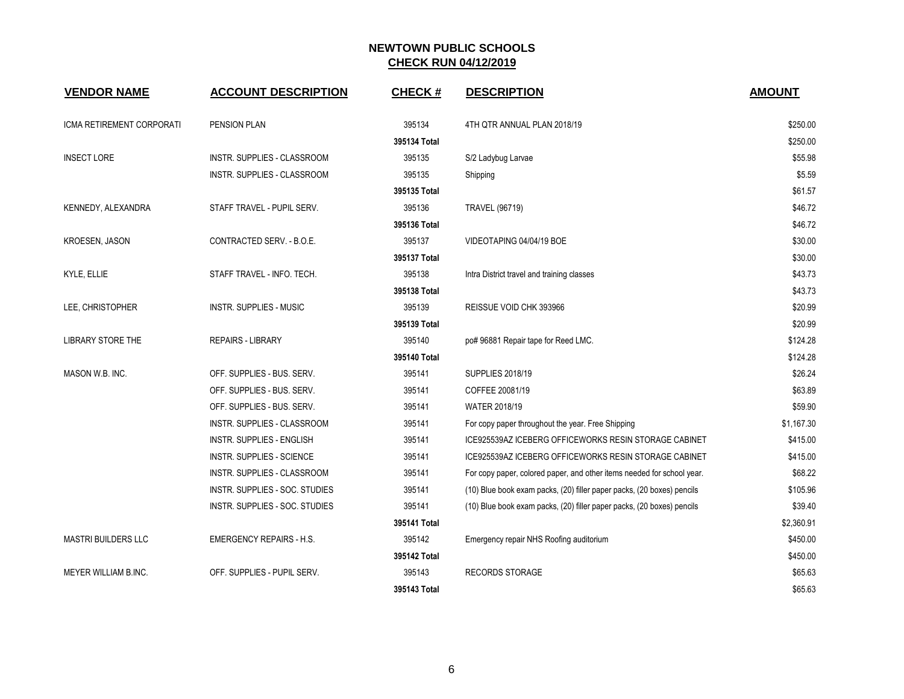**NEWTOWN PUBLIC SCHOOLS**
**CHECK RUN 04/12/2019**

| VENDOR NAME | ACCOUNT DESCRIPTION | CHECK # | DESCRIPTION | AMOUNT |
|---|---|---|---|---|
| ICMA RETIREMENT CORPORATI | PENSION PLAN | 395134 | 4TH QTR ANNUAL PLAN 2018/19 | $250.00 |
| | | **395134 Total** | | $250.00 |
| INSECT LORE | INSTR. SUPPLIES - CLASSROOM | 395135 | S/2 Ladybug Larvae | $55.98 |
| | INSTR. SUPPLIES - CLASSROOM | 395135 | Shipping | $5.59 |
| | | **395135 Total** | | $61.57 |
| KENNEDY, ALEXANDRA | STAFF TRAVEL - PUPIL SERV. | 395136 | TRAVEL (96719) | $46.72 |
| | | **395136 Total** | | $46.72 |
| KROESEN, JASON | CONTRACTED SERV. - B.O.E. | 395137 | VIDEOTAPING 04/04/19 BOE | $30.00 |
| | | **395137 Total** | | $30.00 |
| KYLE, ELLIE | STAFF TRAVEL - INFO. TECH. | 395138 | Intra District travel and training classes | $43.73 |
| | | **395138 Total** | | $43.73 |
| LEE, CHRISTOPHER | INSTR. SUPPLIES - MUSIC | 395139 | REISSUE VOID CHK 393966 | $20.99 |
| | | **395139 Total** | | $20.99 |
| LIBRARY STORE THE | REPAIRS - LIBRARY | 395140 | po# 96881 Repair tape for Reed LMC. | $124.28 |
| | | **395140 Total** | | $124.28 |
| MASON W.B. INC. | OFF. SUPPLIES - BUS. SERV. | 395141 | SUPPLIES 2018/19 | $26.24 |
| | OFF. SUPPLIES - BUS. SERV. | 395141 | COFFEE 20081/19 | $63.89 |
| | OFF. SUPPLIES - BUS. SERV. | 395141 | WATER 2018/19 | $59.90 |
| | INSTR. SUPPLIES - CLASSROOM | 395141 | For copy paper throughout the year. Free Shipping | $1,167.30 |
| | INSTR. SUPPLIES - ENGLISH | 395141 | ICE925539AZ ICEBERG OFFICEWORKS RESIN STORAGE CABINET | $415.00 |
| | INSTR. SUPPLIES - SCIENCE | 395141 | ICE925539AZ ICEBERG OFFICEWORKS RESIN STORAGE CABINET | $415.00 |
| | INSTR. SUPPLIES - CLASSROOM | 395141 | For copy paper, colored paper, and other items needed for school year. | $68.22 |
| | INSTR. SUPPLIES - SOC. STUDIES | 395141 | (10) Blue book exam packs, (20) filler paper packs, (20 boxes) pencils | $105.96 |
| | INSTR. SUPPLIES - SOC. STUDIES | 395141 | (10) Blue book exam packs, (20) filler paper packs, (20 boxes) pencils | $39.40 |
| | | **395141 Total** | | $2,360.91 |
| MASTRI BUILDERS LLC | EMERGENCY REPAIRS - H.S. | 395142 | Emergency repair NHS Roofing auditorium | $450.00 |
| | | **395142 Total** | | $450.00 |
| MEYER WILLIAM B.INC. | OFF. SUPPLIES - PUPIL SERV. | 395143 | RECORDS STORAGE | $65.63 |
| | | **395143 Total** | | $65.63 |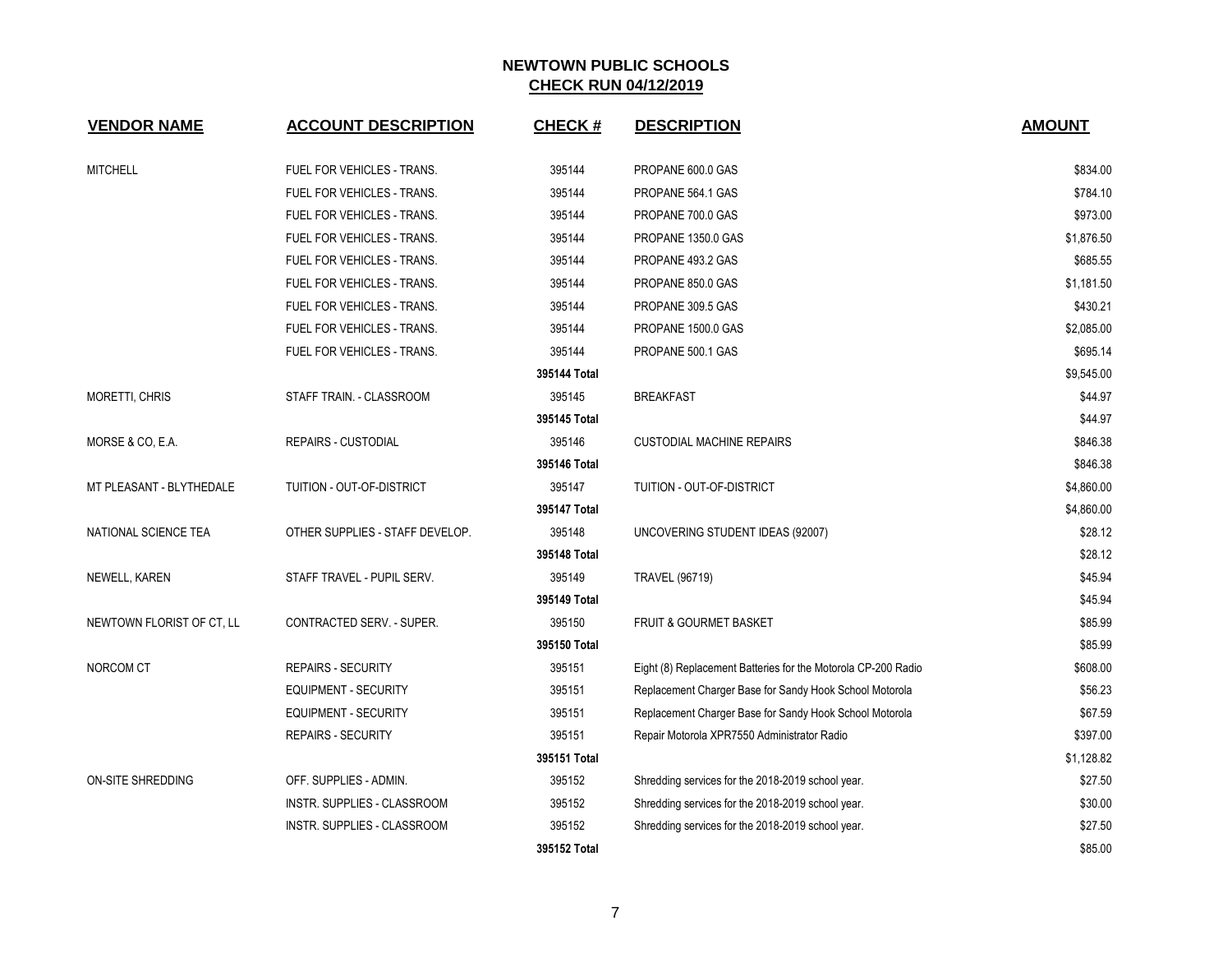## NEWTOWN PUBLIC SCHOOLS
## CHECK RUN 04/12/2019

| VENDOR NAME | ACCOUNT DESCRIPTION | CHECK # | DESCRIPTION | AMOUNT |
|---|---|---|---|---|
| MITCHELL | FUEL FOR VEHICLES - TRANS. | 395144 | PROPANE 600.0 GAS | $834.00 |
| | FUEL FOR VEHICLES - TRANS. | 395144 | PROPANE 564.1 GAS | $784.10 |
| | FUEL FOR VEHICLES - TRANS. | 395144 | PROPANE 700.0 GAS | $973.00 |
| | FUEL FOR VEHICLES - TRANS. | 395144 | PROPANE 1350.0 GAS | $1,876.50 |
| | FUEL FOR VEHICLES - TRANS. | 395144 | PROPANE 493.2 GAS | $685.55 |
| | FUEL FOR VEHICLES - TRANS. | 395144 | PROPANE 850.0 GAS | $1,181.50 |
| | FUEL FOR VEHICLES - TRANS. | 395144 | PROPANE 309.5 GAS | $430.21 |
| | FUEL FOR VEHICLES - TRANS. | 395144 | PROPANE 1500.0 GAS | $2,085.00 |
| | FUEL FOR VEHICLES - TRANS. | 395144 | PROPANE 500.1 GAS | $695.14 |
| | | **395144 Total** | | $9,545.00 |
| MORETTI, CHRIS | STAFF TRAIN. - CLASSROOM | 395145 | BREAKFAST | $44.97 |
| | | **395145 Total** | | $44.97 |
| MORSE & CO, E.A. | REPAIRS - CUSTODIAL | 395146 | CUSTODIAL MACHINE REPAIRS | $846.38 |
| | | **395146 Total** | | $846.38 |
| MT PLEASANT - BLYTHEDALE | TUITION - OUT-OF-DISTRICT | 395147 | TUITION - OUT-OF-DISTRICT | $4,860.00 |
| | | **395147 Total** | | $4,860.00 |
| NATIONAL SCIENCE TEA | OTHER SUPPLIES - STAFF DEVELOP. | 395148 | UNCOVERING STUDENT IDEAS (92007) | $28.12 |
| | | **395148 Total** | | $28.12 |
| NEWELL, KAREN | STAFF TRAVEL - PUPIL SERV. | 395149 | TRAVEL (96719) | $45.94 |
| | | **395149 Total** | | $45.94 |
| NEWTOWN FLORIST OF CT, LL | CONTRACTED SERV. - SUPER. | 395150 | FRUIT & GOURMET BASKET | $85.99 |
| | | **395150 Total** | | $85.99 |
| NORCOM CT | REPAIRS - SECURITY | 395151 | Eight (8) Replacement Batteries for the Motorola CP-200 Radio | $608.00 |
| | EQUIPMENT - SECURITY | 395151 | Replacement Charger Base for Sandy Hook School Motorola | $56.23 |
| | EQUIPMENT - SECURITY | 395151 | Replacement Charger Base for Sandy Hook School Motorola | $67.59 |
| | REPAIRS - SECURITY | 395151 | Repair Motorola XPR7550 Administrator Radio | $397.00 |
| | | **395151 Total** | | $1,128.82 |
| ON-SITE SHREDDING | OFF. SUPPLIES - ADMIN. | 395152 | Shredding services for the 2018-2019 school year. | $27.50 |
| | INSTR. SUPPLIES - CLASSROOM | 395152 | Shredding services for the 2018-2019 school year. | $30.00 |
| | INSTR. SUPPLIES - CLASSROOM | 395152 | Shredding services for the 2018-2019 school year. | $27.50 |
| | | **395152 Total** | | $85.00 |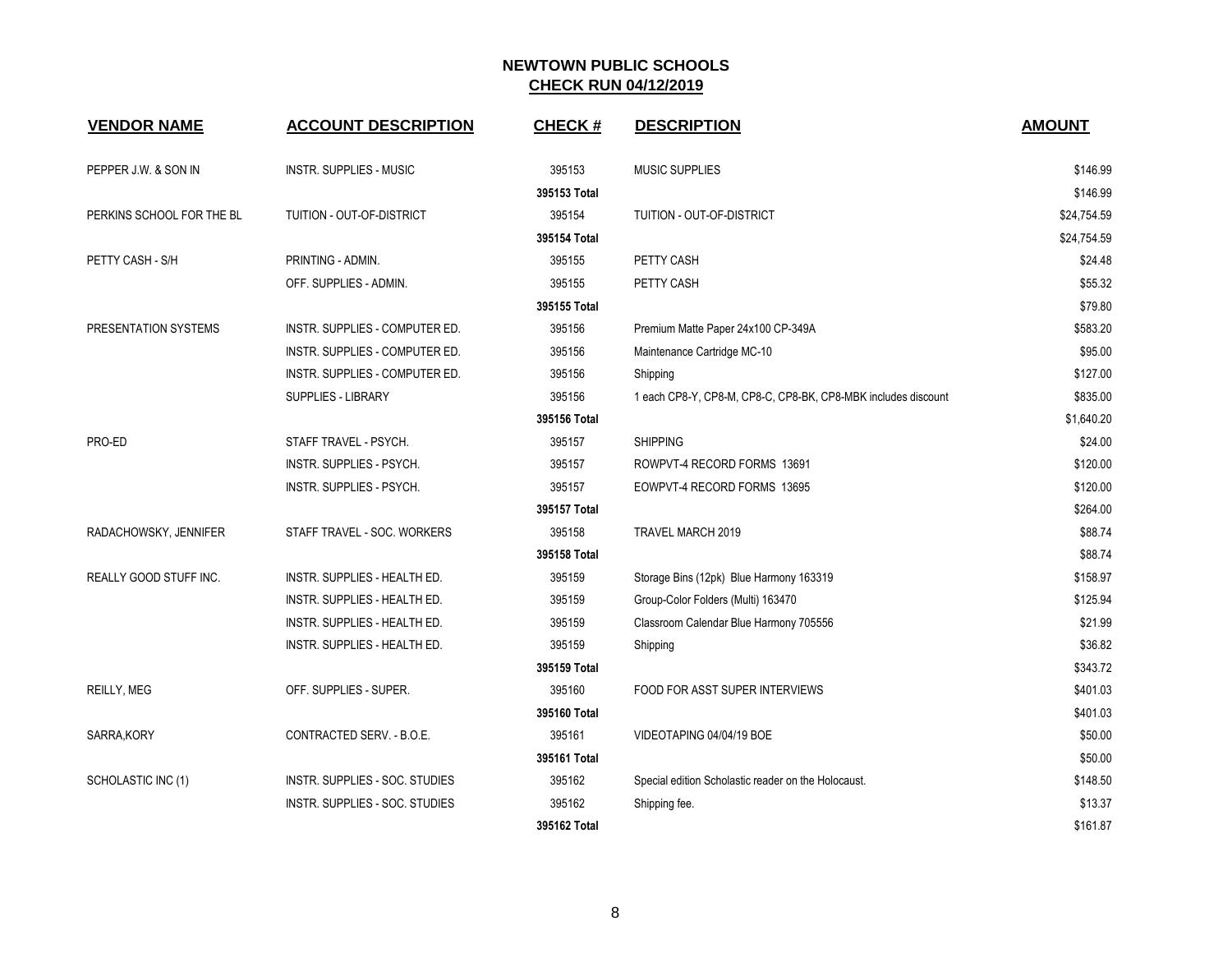# NEWTOWN PUBLIC SCHOOLS
## CHECK RUN 04/12/2019

| VENDOR NAME | ACCOUNT DESCRIPTION | CHECK # | DESCRIPTION | AMOUNT |
|---|---|---|---|---|
| PEPPER J.W. & SON IN | INSTR. SUPPLIES - MUSIC | 395153 | MUSIC SUPPLIES | $146.99 |
| | | **395153 Total** | | $146.99 |
| PERKINS SCHOOL FOR THE BL | TUITION - OUT-OF-DISTRICT | 395154 | TUITION - OUT-OF-DISTRICT | $24,754.59 |
| | | **395154 Total** | | $24,754.59 |
| PETTY CASH - S/H | PRINTING - ADMIN. | 395155 | PETTY CASH | $24.48 |
| | OFF. SUPPLIES - ADMIN. | 395155 | PETTY CASH | $55.32 |
| | | **395155 Total** | | $79.80 |
| PRESENTATION SYSTEMS | INSTR. SUPPLIES - COMPUTER ED. | 395156 | Premium Matte Paper 24x100 CP-349A | $583.20 |
| | INSTR. SUPPLIES - COMPUTER ED. | 395156 | Maintenance Cartridge MC-10 | $95.00 |
| | INSTR. SUPPLIES - COMPUTER ED. | 395156 | Shipping | $127.00 |
| | SUPPLIES - LIBRARY | 395156 | 1 each CP8-Y, CP8-M, CP8-C, CP8-BK, CP8-MBK includes discount | $835.00 |
| | | **395156 Total** | | $1,640.20 |
| PRO-ED | STAFF TRAVEL - PSYCH. | 395157 | SHIPPING | $24.00 |
| | INSTR. SUPPLIES - PSYCH. | 395157 | ROWPVT-4 RECORD FORMS 13691 | $120.00 |
| | INSTR. SUPPLIES - PSYCH. | 395157 | EOWPVT-4 RECORD FORMS 13695 | $120.00 |
| | | **395157 Total** | | $264.00 |
| RADACHOWSKY, JENNIFER | STAFF TRAVEL - SOC. WORKERS | 395158 | TRAVEL MARCH 2019 | $88.74 |
| | | **395158 Total** | | $88.74 |
| REALLY GOOD STUFF INC. | INSTR. SUPPLIES - HEALTH ED. | 395159 | Storage Bins (12pk) Blue Harmony 163319 | $158.97 |
| | INSTR. SUPPLIES - HEALTH ED. | 395159 | Group-Color Folders (Multi) 163470 | $125.94 |
| | INSTR. SUPPLIES - HEALTH ED. | 395159 | Classroom Calendar Blue Harmony 705556 | $21.99 |
| | INSTR. SUPPLIES - HEALTH ED. | 395159 | Shipping | $36.82 |
| | | **395159 Total** | | $343.72 |
| REILLY, MEG | OFF. SUPPLIES - SUPER. | 395160 | FOOD FOR ASST SUPER INTERVIEWS | $401.03 |
| | | **395160 Total** | | $401.03 |
| SARRA,KORY | CONTRACTED SERV. - B.O.E. | 395161 | VIDEOTAPING 04/04/19 BOE | $50.00 |
| | | **395161 Total** | | $50.00 |
| SCHOLASTIC INC (1) | INSTR. SUPPLIES - SOC. STUDIES | 395162 | Special edition Scholastic reader on the Holocaust. | $148.50 |
| | INSTR. SUPPLIES - SOC. STUDIES | 395162 | Shipping fee. | $13.37 |
| | | **395162 Total** | | $161.87 |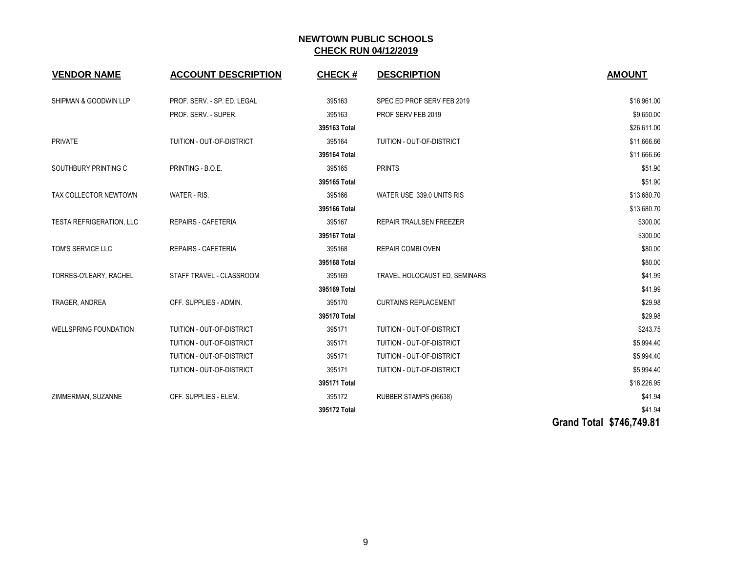## NEWTOWN PUBLIC SCHOOLS
## CHECK RUN 04/12/2019

| VENDOR NAME | ACCOUNT DESCRIPTION | CHECK # | DESCRIPTION | AMOUNT |
|---|---|---|---|---|
| SHIPMAN & GOODWIN LLP | PROF. SERV. - SP. ED. LEGAL | 395163 | SPEC ED PROF SERV FEB 2019 | $16,961.00 |
| | PROF. SERV. - SUPER. | 395163 | PROF SERV FEB 2019 | $9,650.00 |
| | | **395163 Total** | | $26,611.00 |
| PRIVATE | TUITION - OUT-OF-DISTRICT | 395164 | TUITION - OUT-OF-DISTRICT | $11,666.66 |
| | | **395164 Total** | | $11,666.66 |
| SOUTHBURY PRINTING C | PRINTING - B.O.E. | 395165 | PRINTS | $51.90 |
| | | **395165 Total** | | $51.90 |
| TAX COLLECTOR NEWTOWN | WATER - RIS. | 395166 | WATER USE 339.0 UNITS RIS | $13,680.70 |
| | | **395166 Total** | | $13,680.70 |
| TESTA REFRIGERATION, LLC | REPAIRS - CAFETERIA | 395167 | REPAIR TRAULSEN FREEZER | $300.00 |
| | | **395167 Total** | | $300.00 |
| TOM'S SERVICE LLC | REPAIRS - CAFETERIA | 395168 | REPAIR COMBI OVEN | $80.00 |
| | | **395168 Total** | | $80.00 |
| TORRES-O'LEARY, RACHEL | STAFF TRAVEL - CLASSROOM | 395169 | TRAVEL HOLOCAUST ED. SEMINARS | $41.99 |
| | | **395169 Total** | | $41.99 |
| TRAGER, ANDREA | OFF. SUPPLIES - ADMIN. | 395170 | CURTAINS REPLACEMENT | $29.98 |
| | | **395170 Total** | | $29.98 |
| WELLSPRING FOUNDATION | TUITION - OUT-OF-DISTRICT | 395171 | TUITION - OUT-OF-DISTRICT | $243.75 |
| | TUITION - OUT-OF-DISTRICT | 395171 | TUITION - OUT-OF-DISTRICT | $5,994.40 |
| | TUITION - OUT-OF-DISTRICT | 395171 | TUITION - OUT-OF-DISTRICT | $5,994.40 |
| | TUITION - OUT-OF-DISTRICT | 395171 | TUITION - OUT-OF-DISTRICT | $5,994.40 |
| | | **395171 Total** | | $18,226.95 |
| ZIMMERMAN, SUZANNE | OFF. SUPPLIES - ELEM. | 395172 | RUBBER STAMPS (96638) | $41.94 |
| | | **395172 Total** | | $41.94 |
| | | | **Grand Total** | **$746,749.81** |